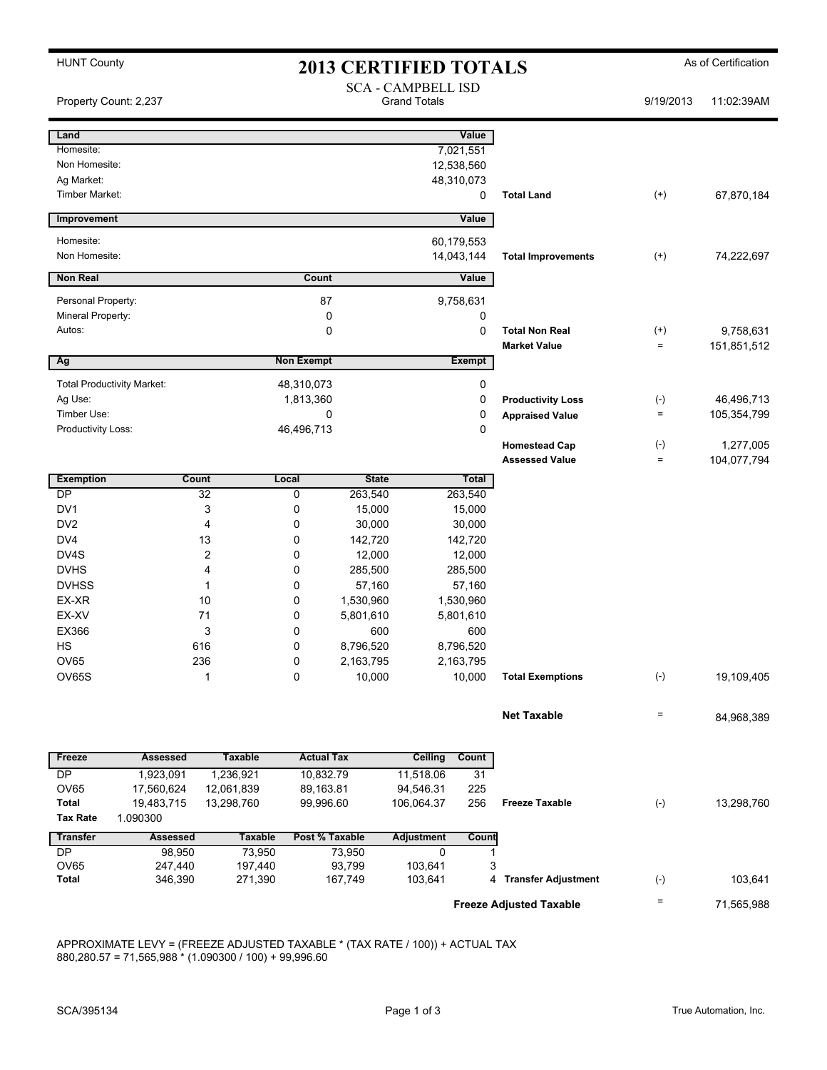HUNT County

# 2013 CERTIFIED TOTALS

As of Certification

## SCA - CAMPBELL ISD

Grand Totals

Property Count: 2,237

9/19/2013 11:02:39AM

| Land | Value | | | |
|---|---|---|---|---|
| Homesite: | 7,021,551 | | | |
| Non Homesite: | 12,538,560 | | | |
| Ag Market: | 48,310,073 | | | |
| Timber Market: | 0 | **Total Land** | (+) | 67,870,184 |

| Improvement | Value | | | |
|---|---|---|---|---|
| Homesite: | 60,179,553 | | | |
| Non Homesite: | 14,043,144 | **Total Improvements** | (+) | 74,222,697 |

| Non Real | Count | Value | | | |
|---|---|---|---|---|---|
| Personal Property: | 87 | 9,758,631 | | | |
| Mineral Property: | 0 | 0 | | | |
| Autos: | 0 | 0 | **Total Non Real** | (+) | 9,758,631 |
| | | | **Market Value** | = | 151,851,512 |

| Ag | Non Exempt | Exempt | | | |
|---|---|---|---|---|---|
| Total Productivity Market: | 48,310,073 | 0 | | | |
| Ag Use: | 1,813,360 | 0 | **Productivity Loss** | (-) | 46,496,713 |
| Timber Use: | 0 | 0 | **Appraised Value** | = | 105,354,799 |
| Productivity Loss: | 46,496,713 | 0 | | | |
| | | | **Homestead Cap** | (-) | 1,277,005 |
| | | | **Assessed Value** | = | 104,077,794 |

| Exemption | Count | Local | State | Total | | | |
|---|---|---|---|---|---|---|---|
| DP | 32 | 0 | 263,540 | 263,540 | | | |
| DV1 | 3 | 0 | 15,000 | 15,000 | | | |
| DV2 | 4 | 0 | 30,000 | 30,000 | | | |
| DV4 | 13 | 0 | 142,720 | 142,720 | | | |
| DV4S | 2 | 0 | 12,000 | 12,000 | | | |
| DVHS | 4 | 0 | 285,500 | 285,500 | | | |
| DVHSS | 1 | 0 | 57,160 | 57,160 | | | |
| EX-XR | 10 | 0 | 1,530,960 | 1,530,960 | | | |
| EX-XV | 71 | 0 | 5,801,610 | 5,801,610 | | | |
| EX366 | 3 | 0 | 600 | 600 | | | |
| HS | 616 | 0 | 8,796,520 | 8,796,520 | | | |
| OV65 | 236 | 0 | 2,163,795 | 2,163,795 | | | |
| OV65S | 1 | 0 | 10,000 | 10,000 | **Total Exemptions** | (-) | 19,109,405 |

**Net Taxable** = 84,968,389

| Freeze | Assessed | Taxable | Actual Tax | Ceiling | Count | | | |
|---|---|---|---|---|---|---|---|---|
| DP | 1,923,091 | 1,236,921 | 10,832.79 | 11,518.06 | 31 | | | |
| OV65 | 17,560,624 | 12,061,839 | 89,163.81 | 94,546.31 | 225 | | | |
| **Total** | 19,483,715 | 13,298,760 | 99,996.60 | 106,064.37 | 256 | **Freeze Taxable** | (-) | 13,298,760 |
| **Tax Rate** | 1.090300 | | | | | | | |

| Transfer | Assessed | Taxable | Post % Taxable | Adjustment | Count | | | |
|---|---|---|---|---|---|---|---|---|
| DP | 98,950 | 73,950 | 73,950 | 0 | 1 | | | |
| OV65 | 247,440 | 197,440 | 93,799 | 103,641 | 3 | | | |
| **Total** | 346,390 | 271,390 | 167,749 | 103,641 | 4 | **Transfer Adjustment** | (-) | 103,641 |

**Freeze Adjusted Taxable** = 71,565,988

APPROXIMATE LEVY = (FREEZE ADJUSTED TAXABLE * (TAX RATE / 100)) + ACTUAL TAX
880,280.57 = 71,565,988 * (1.090300 / 100) + 99,996.60

SCA/395134

True Automation, Inc.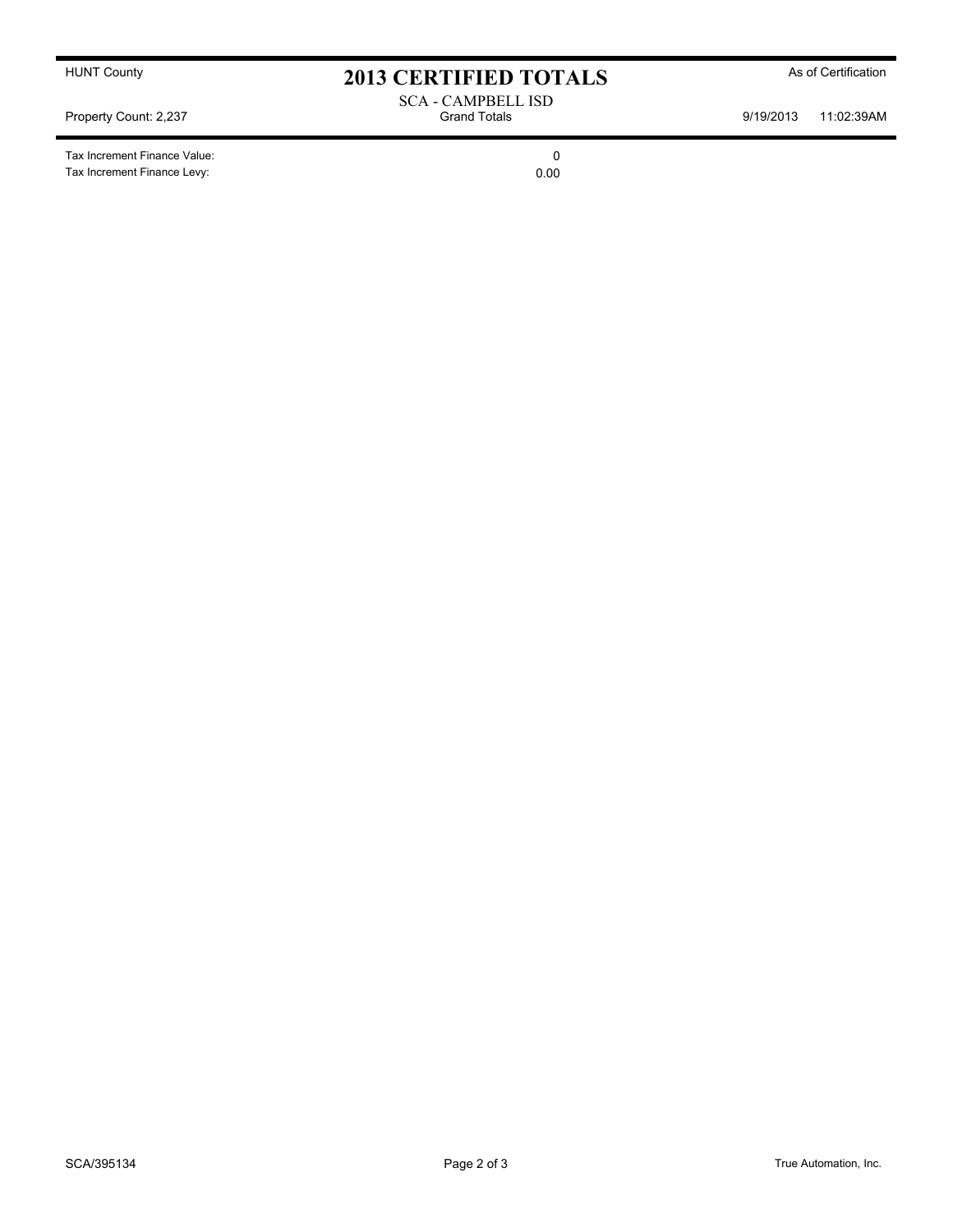# 2013 CERTIFIED TOTALS

HUNT County — As of Certification

SCA - CAMPBELL ISD

Grand Totals

Property Count: 2,237 — 9/19/2013 11:02:39AM

| | |
|---|---|
| Tax Increment Finance Value: | 0 |
| Tax Increment Finance Levy: | 0.00 |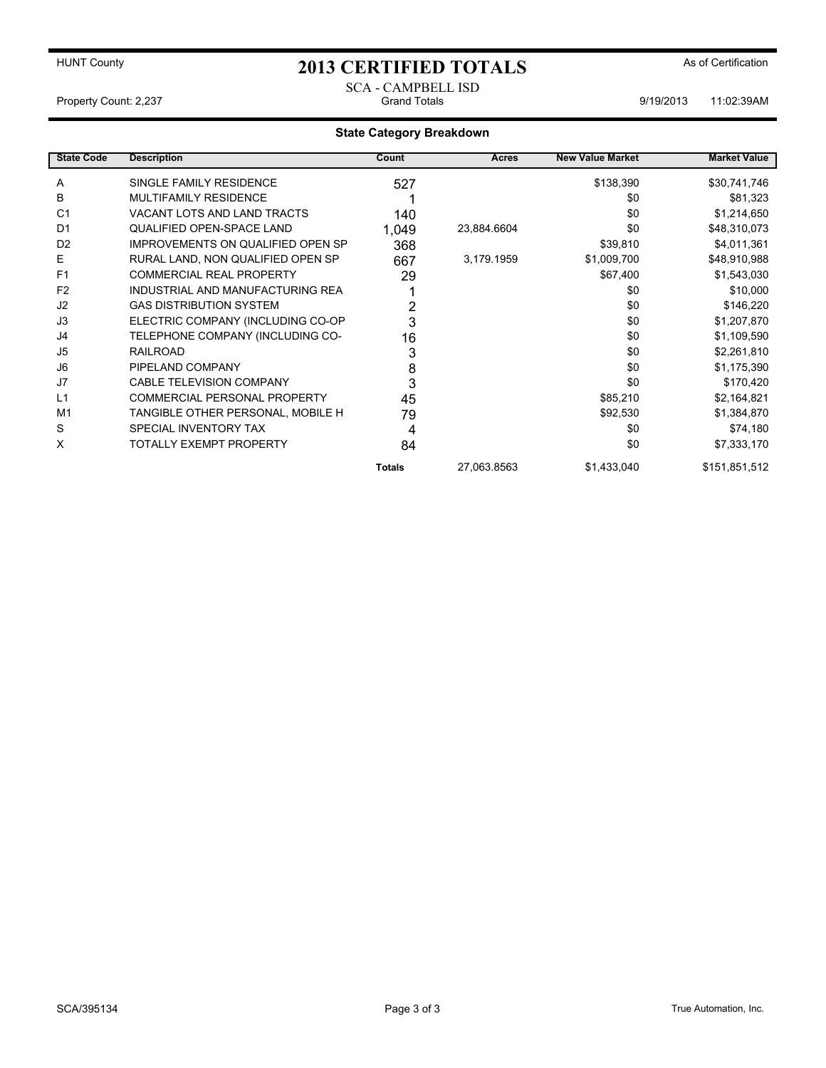# 2013 CERTIFIED TOTALS

HUNT County — As of Certification

SCA - CAMPBELL ISD
Grand Totals

Property Count: 2,237 — 9/19/2013 11:02:39AM

## State Category Breakdown

| State Code | Description | Count | Acres | New Value Market | Market Value |
|---|---|---|---|---|---|
| A | SINGLE FAMILY RESIDENCE | 527 | | $138,390 | $30,741,746 |
| B | MULTIFAMILY RESIDENCE | 1 | | $0 | $81,323 |
| C1 | VACANT LOTS AND LAND TRACTS | 140 | | $0 | $1,214,650 |
| D1 | QUALIFIED OPEN-SPACE LAND | 1,049 | 23,884.6604 | $0 | $48,310,073 |
| D2 | IMPROVEMENTS ON QUALIFIED OPEN SP | 368 | | $39,810 | $4,011,361 |
| E | RURAL LAND, NON QUALIFIED OPEN SP | 667 | 3,179.1959 | $1,009,700 | $48,910,988 |
| F1 | COMMERCIAL REAL PROPERTY | 29 | | $67,400 | $1,543,030 |
| F2 | INDUSTRIAL AND MANUFACTURING REA | 1 | | $0 | $10,000 |
| J2 | GAS DISTRIBUTION SYSTEM | 2 | | $0 | $146,220 |
| J3 | ELECTRIC COMPANY (INCLUDING CO-OP | 3 | | $0 | $1,207,870 |
| J4 | TELEPHONE COMPANY (INCLUDING CO- | 16 | | $0 | $1,109,590 |
| J5 | RAILROAD | 3 | | $0 | $2,261,810 |
| J6 | PIPELAND COMPANY | 8 | | $0 | $1,175,390 |
| J7 | CABLE TELEVISION COMPANY | 3 | | $0 | $170,420 |
| L1 | COMMERCIAL PERSONAL PROPERTY | 45 | | $85,210 | $2,164,821 |
| M1 | TANGIBLE OTHER PERSONAL, MOBILE H | 79 | | $92,530 | $1,384,870 |
| S | SPECIAL INVENTORY TAX | 4 | | $0 | $74,180 |
| X | TOTALLY EXEMPT PROPERTY | 84 | | $0 | $7,333,170 |
| | | **Totals** | 27,063.8563 | $1,433,040 | $151,851,512 |

SCA/395134 — True Automation, Inc.